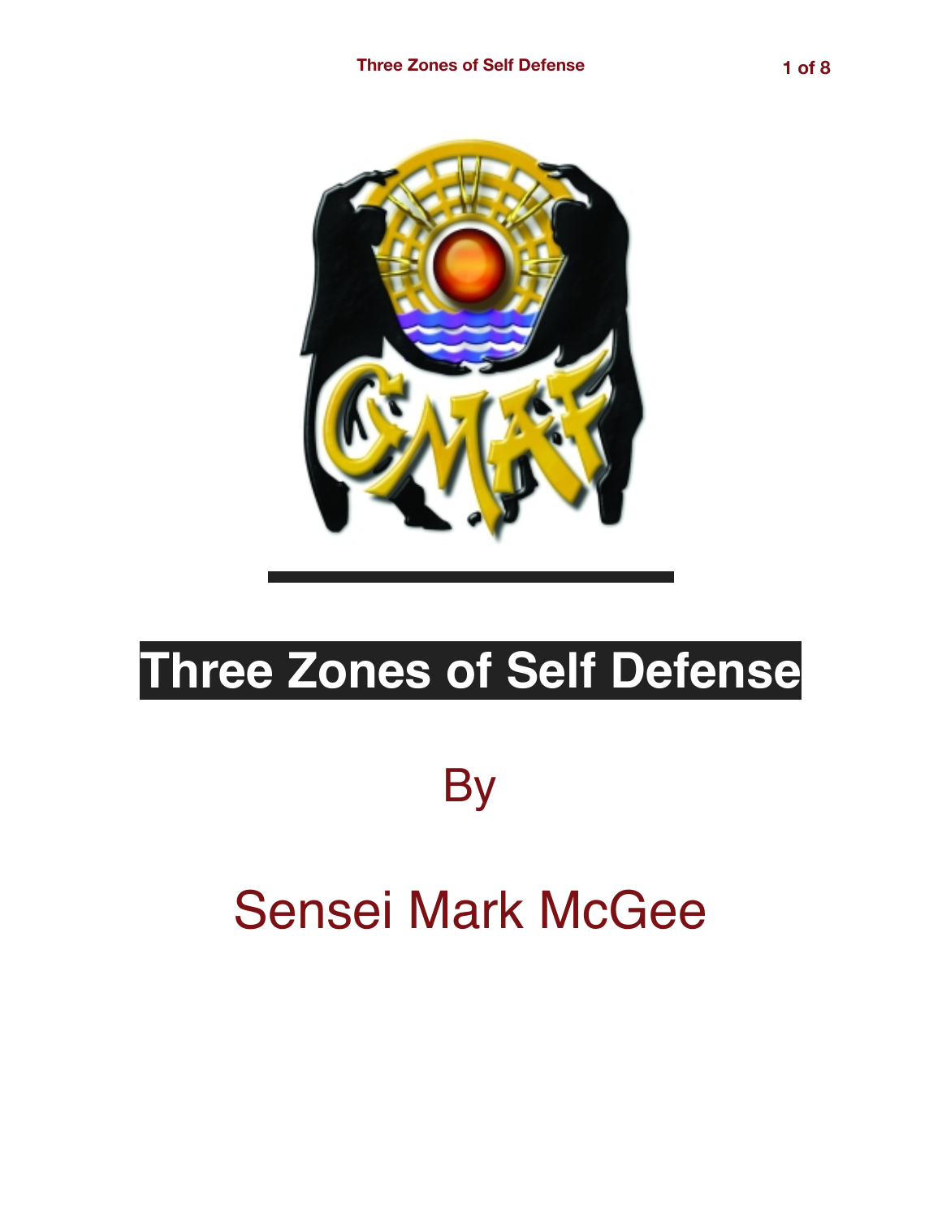# Three Zones of Self Defense

By

Sensei Mark McGee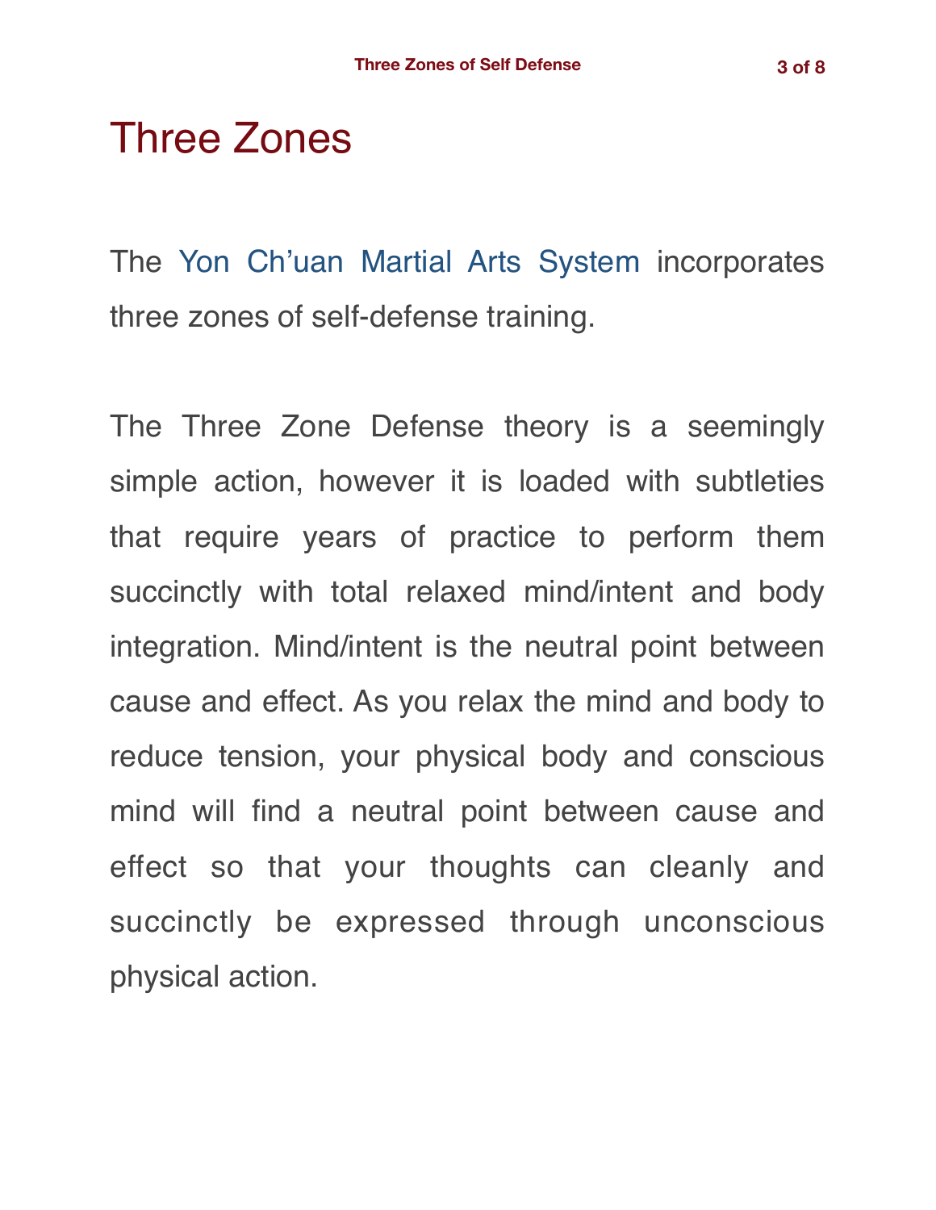# Three Zones

The Yon Ch'uan Martial Arts System incorporates three zones of self-defense training.

The Three Zone Defense theory is a seemingly simple action, however it is loaded with subtleties that require years of practice to perform them succinctly with total relaxed mind/intent and body integration. Mind/intent is the neutral point between cause and effect. As you relax the mind and body to reduce tension, your physical body and conscious mind will find a neutral point between cause and effect so that your thoughts can cleanly and succinctly be expressed through unconscious physical action.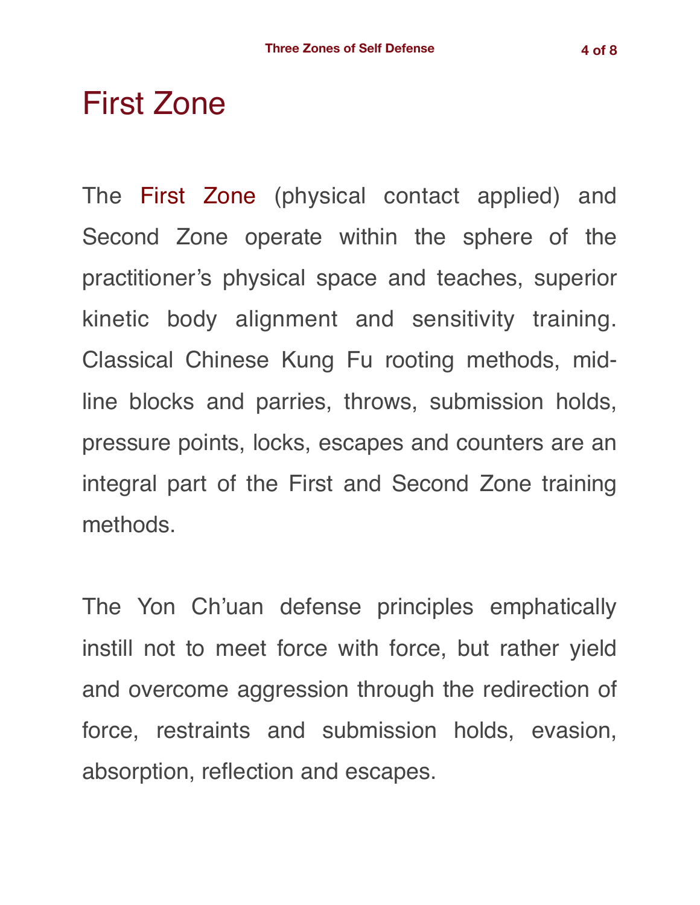# First Zone

The First Zone (physical contact applied) and Second Zone operate within the sphere of the practitioner's physical space and teaches, superior kinetic body alignment and sensitivity training. Classical Chinese Kung Fu rooting methods, mid-line blocks and parries, throws, submission holds, pressure points, locks, escapes and counters are an integral part of the First and Second Zone training methods.

The Yon Ch'uan defense principles emphatically instill not to meet force with force, but rather yield and overcome aggression through the redirection of force, restraints and submission holds, evasion, absorption, reflection and escapes.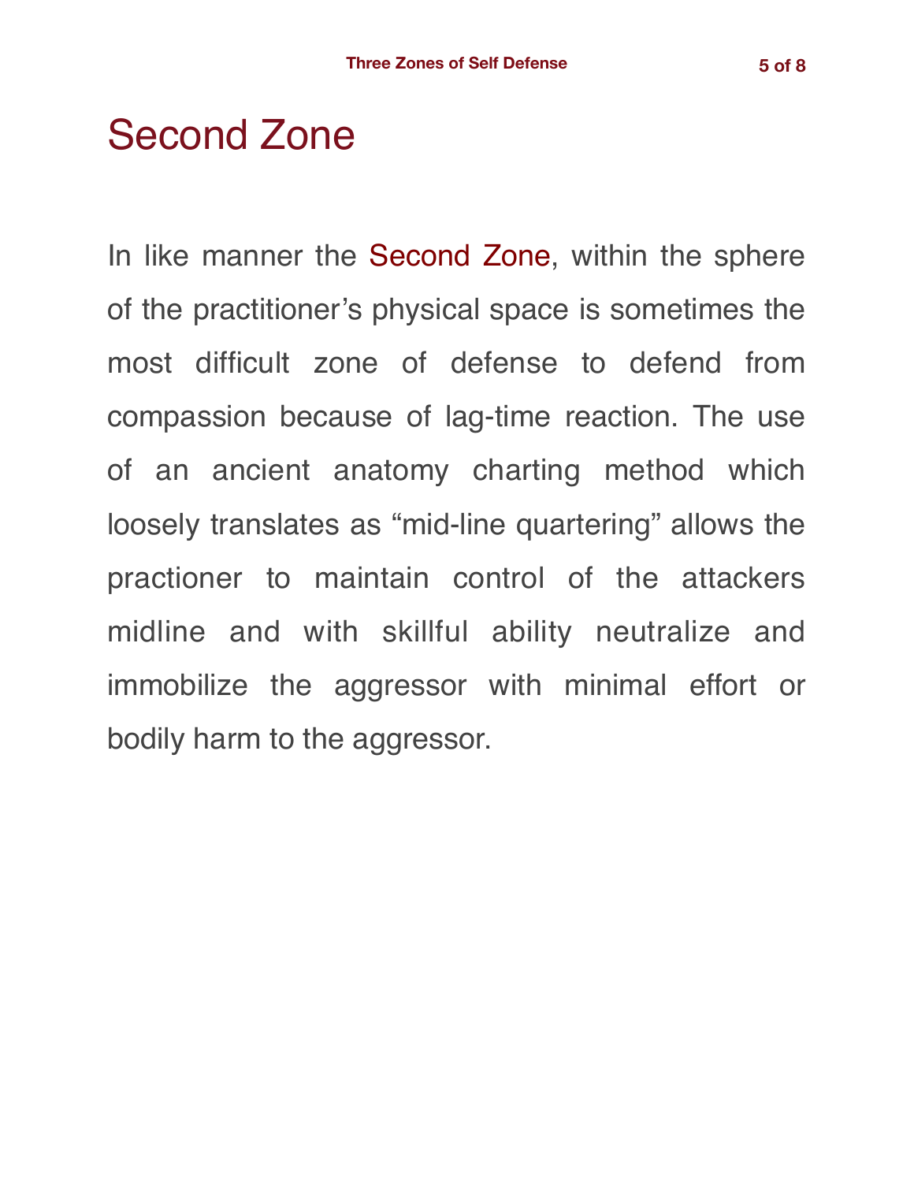# Second Zone

In like manner the Second Zone, within the sphere of the practitioner's physical space is sometimes the most difficult zone of defense to defend from compassion because of lag-time reaction. The use of an ancient anatomy charting method which loosely translates as "mid-line quartering" allows the practioner to maintain control of the attackers midline and with skillful ability neutralize and immobilize the aggressor with minimal effort or bodily harm to the aggressor.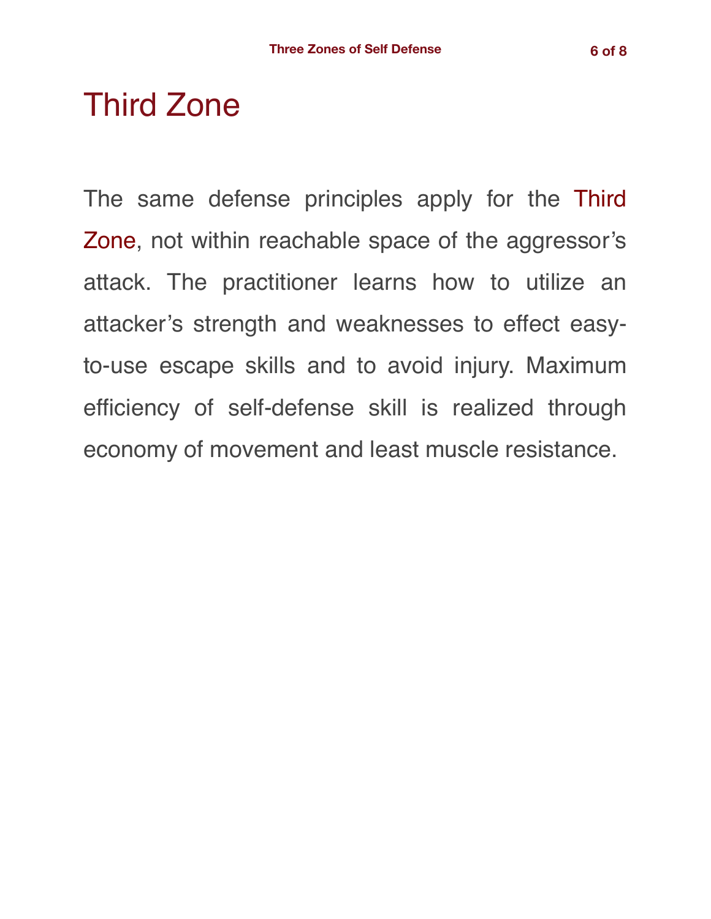# Third Zone

The same defense principles apply for the Third Zone, not within reachable space of the aggressor's attack. The practitioner learns how to utilize an attacker's strength and weaknesses to effect easy-to-use escape skills and to avoid injury. Maximum efficiency of self-defense skill is realized through economy of movement and least muscle resistance.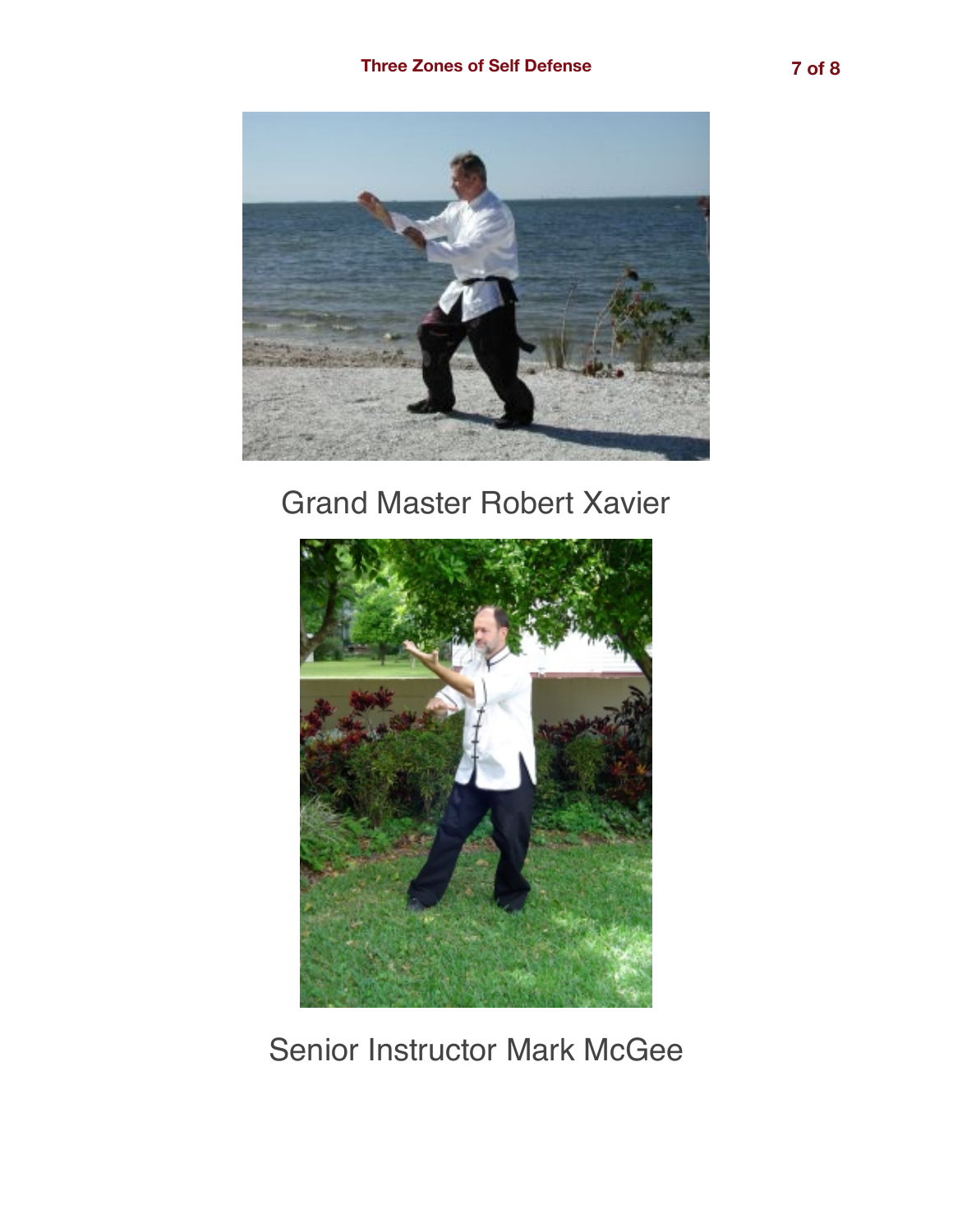Grand Master Robert Xavier

Senior Instructor Mark McGee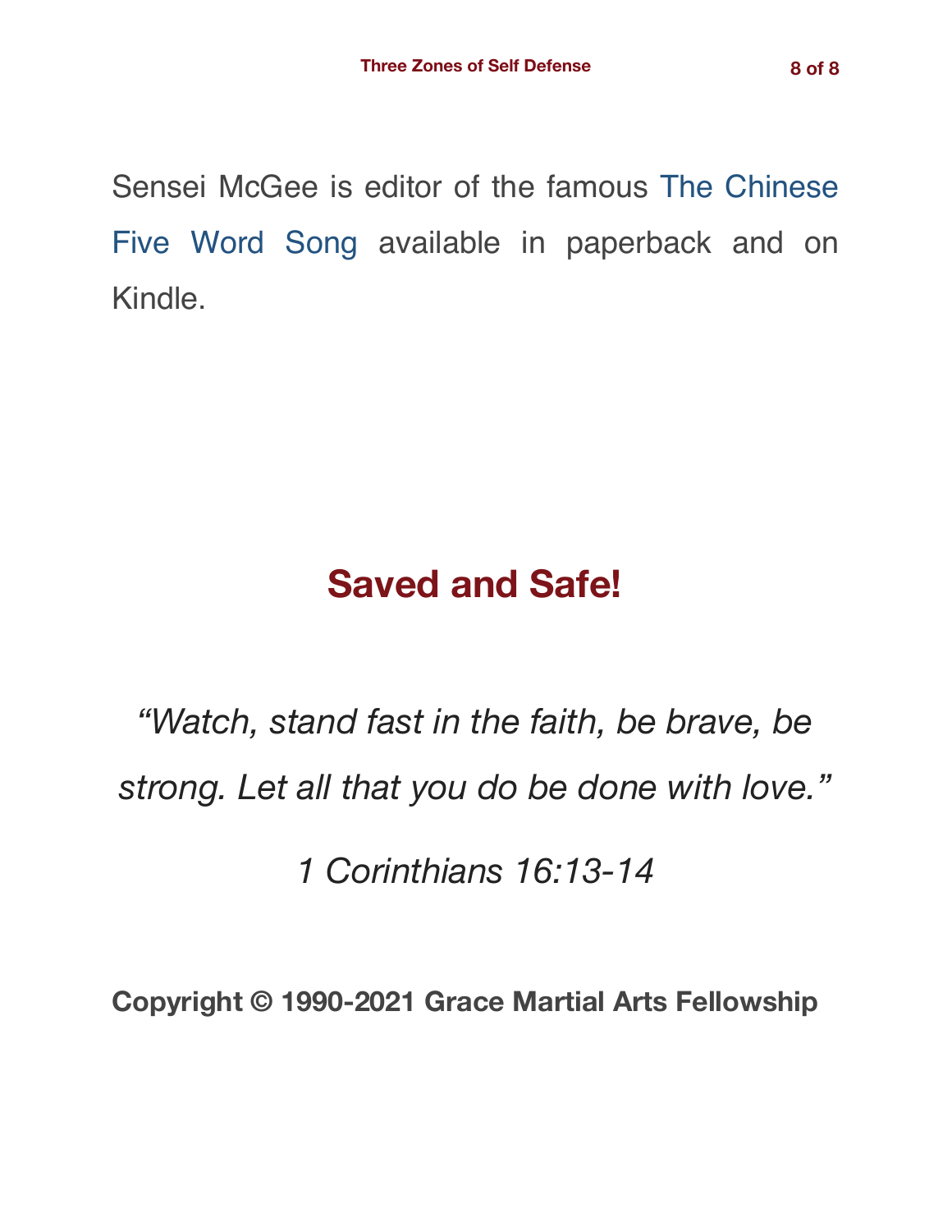Sensei McGee is editor of the famous The Chinese Five Word Song available in paperback and on Kindle.

## Saved and Safe!

*"Watch, stand fast in the faith, be brave, be strong. Let all that you do be done with love."*

*1 Corinthians 16:13-14*

**Copyright © 1990-2021 Grace Martial Arts Fellowship**